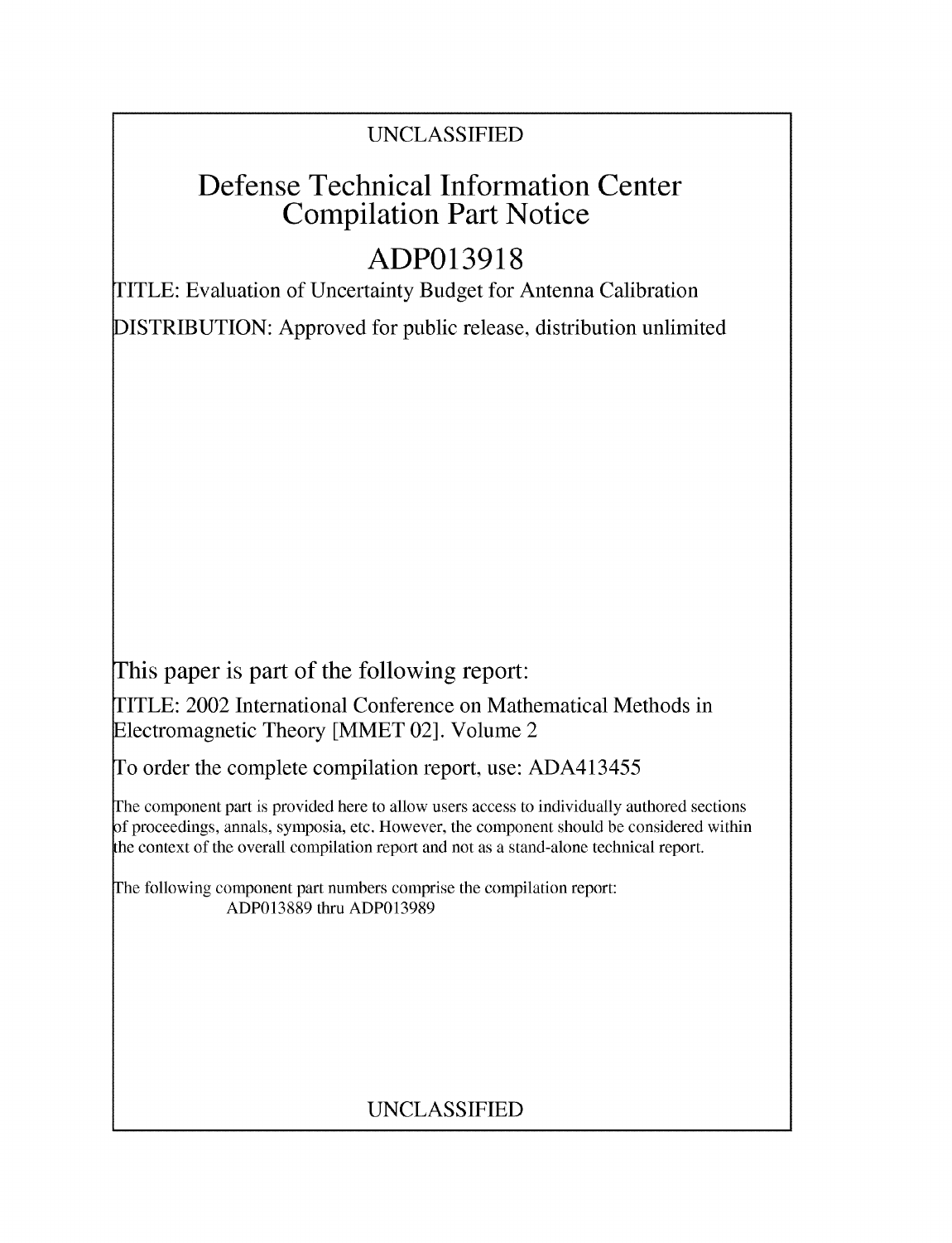UNCLASSIFIED

# Defense Technical Information Center Compilation Part Notice

# ADP013918

TITLE: Evaluation of Uncertainty Budget for Antenna Calibration

DISTRIBUTION: Approved for public release, distribution unlimited

This paper is part of the following report:

TITLE: 2002 International Conference on Mathematical Methods in Electromagnetic Theory [MMET 02]. Volume 2

To order the complete compilation report, use: ADA413455

The component part is provided here to allow users access to individually authored sections of proceedings, annals, symposia, etc. However, the component should be considered within the context of the overall compilation report and not as a stand-alone technical report.

The following component part numbers comprise the compilation report:
ADP013889 thru ADP013989

UNCLASSIFIED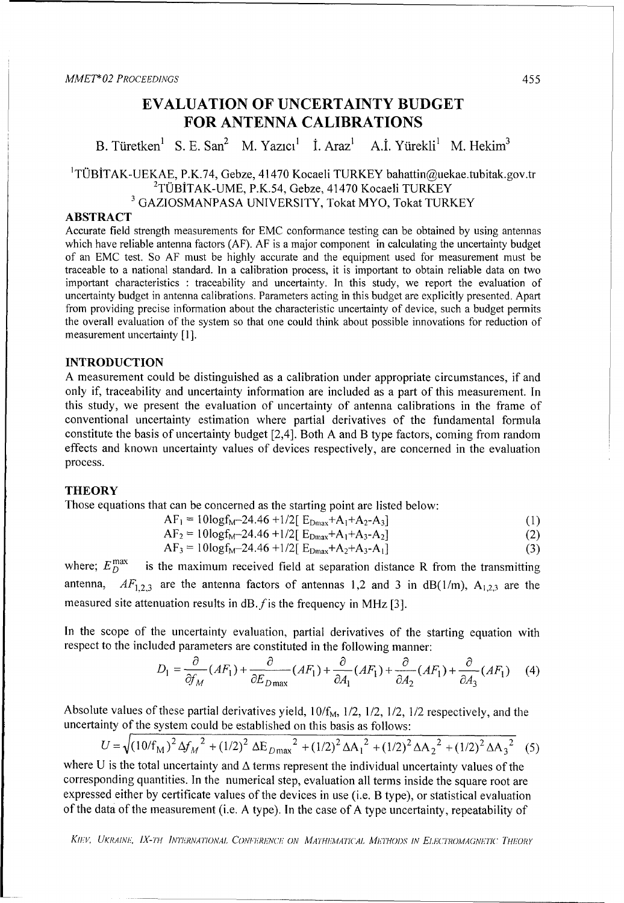# EVALUATION OF UNCERTAINTY BUDGET FOR ANTENNA CALIBRATIONS

B. Türetken[1] S. E. San[2] M. Yazıcı[1] İ. Araz[1] A.İ. Yürekli[1] M. Hekim[3]

[1]TÜBİTAK-UEKAE, P.K.74, Gebze, 41470 Kocaeli TURKEY bahattin@uekae.tubitak.gov.tr
[2]TÜBİTAK-UME, P.K.54, Gebze, 41470 Kocaeli TURKEY
[3] GAZIOSMANPASA UNIVERSITY, Tokat MYO, Tokat TURKEY

## ABSTRACT

Accurate field strength measurements for EMC conformance testing can be obtained by using antennas which have reliable antenna factors (AF). AF is a major component in calculating the uncertainty budget of an EMC test. So AF must be highly accurate and the equipment used for measurement must be traceable to a national standard. In a calibration process, it is important to obtain reliable data on two important characteristics : traceability and uncertainty. In this study, we report the evaluation of uncertainty budget in antenna calibrations. Parameters acting in this budget are explicitly presented. Apart from providing precise information about the characteristic uncertainty of device, such a budget permits the overall evaluation of the system so that one could think about possible innovations for reduction of measurement uncertainty [1].

## INTRODUCTION

A measurement could be distinguished as a calibration under appropriate circumstances, if and only if, traceability and uncertainty information are included as a part of this measurement. In this study, we present the evaluation of uncertainty of antenna calibrations in the frame of conventional uncertainty estimation where partial derivatives of the fundamental formula constitute the basis of uncertainty budget [2,4]. Both A and B type factors, coming from random effects and known uncertainty values of devices respectively, are concerned in the evaluation process.

## THEORY

Those equations that can be concerned as the starting point are listed below:

$$AF_1 = 10\log f_M - 24.46 + 1/2[\, E_{D\max} + A_1 + A_2 - A_3] \quad (1)$$

$$AF_2 = 10\log f_M - 24.46 + 1/2[\, E_{D\max} + A_1 + A_3 - A_2] \quad (2)$$

$$AF_3 = 10\log f_M - 24.46 + 1/2[\, E_{D\max} + A_2 + A_3 - A_1] \quad (3)$$

where; $E_D^{\max}$ is the maximum received field at separation distance R from the transmitting antenna, $AF_{1,2,3}$ are the antenna factors of antennas 1,2 and 3 in dB(1/m), $A_{1,2,3}$ are the measured site attenuation results in dB. $f$ is the frequency in MHz [3].

In the scope of the uncertainty evaluation, partial derivatives of the starting equation with respect to the included parameters are constituted in the following manner:

$$D_1 = \frac{\partial}{\partial f_M}(AF_1) + \frac{\partial}{\partial E_{D\max}}(AF_1) + \frac{\partial}{\partial A_1}(AF_1) + \frac{\partial}{\partial A_2}(AF_1) + \frac{\partial}{\partial A_3}(AF_1) \quad (4)$$

Absolute values of these partial derivatives yield, $10/f_M$, 1/2, 1/2, 1/2, 1/2 respectively, and the uncertainty of the system could be established on this basis as follows:

$$U = \sqrt{(10/f_M)^2 \Delta f_M{}^2 + (1/2)^2 \Delta E_{D\max}{}^2 + (1/2)^2 \Delta A_1{}^2 + (1/2)^2 \Delta A_2{}^2 + (1/2)^2 \Delta A_3{}^2} \quad (5)$$

where U is the total uncertainty and Δ terms represent the individual uncertainty values of the corresponding quantities. In the numerical step, evaluation all terms inside the square root are expressed either by certificate values of the devices in use (i.e. B type), or statistical evaluation of the data of the measurement (i.e. A type). In the case of A type uncertainty, repeatability of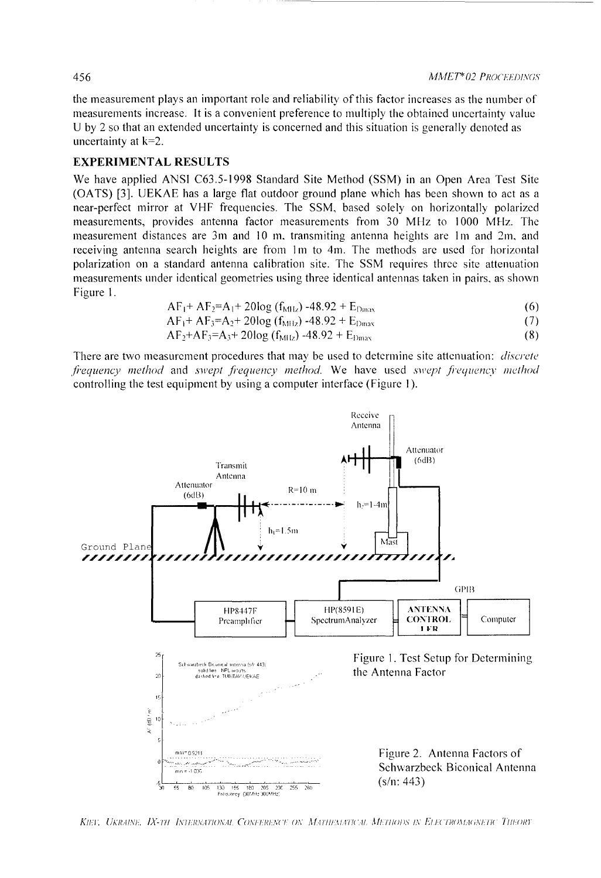the measurement plays an important role and reliability of this factor increases as the number of measurements increase. It is a convenient preference to multiply the obtained uncertainty value U by 2 so that an extended uncertainty is concerned and this situation is generally denoted as uncertainty at k=2.

## EXPERIMENTAL RESULTS

We have applied ANSI C63.5-1998 Standard Site Method (SSM) in an Open Area Test Site (OATS) [3]. UEKAE has a large flat outdoor ground plane which has been shown to act as a near-perfect mirror at VHF frequencies. The SSM, based solely on horizontally polarized measurements, provides antenna factor measurements from 30 MHz to 1000 MHz. The measurement distances are 3m and 10 m, transmiting antenna heights are 1m and 2m, and receiving antenna search heights are from 1m to 4m. The methods are used for horizontal polarization on a standard antenna calibration site. The SSM requires three site attenuation measurements under identical geometries using three identical antennas taken in pairs, as shown Figure 1.

$$AF_1 + AF_2 = A_1 + 20\log(f_{MHz}) - 48.92 + E_{Dmax} \tag{6}$$

$$AF_1 + AF_3 = A_2 + 20\log(f_{MHz}) - 48.92 + E_{Dmax} \tag{7}$$

$$AF_2 + AF_3 = A_3 + 20\log(f_{MHz}) - 48.92 + E_{Dmax} \tag{8}$$

There are two measurement procedures that may be used to determine site attenuation: *discrete frequency method* and *swept frequency method*. We have used *swept frequency method* controlling the test equipment by using a computer interface (Figure 1).

Figure 1. Test Setup for Determining the Antenna Factor

Figure 2. Antenna Factors of Schwarzbeck Biconical Antenna (s/n: 443)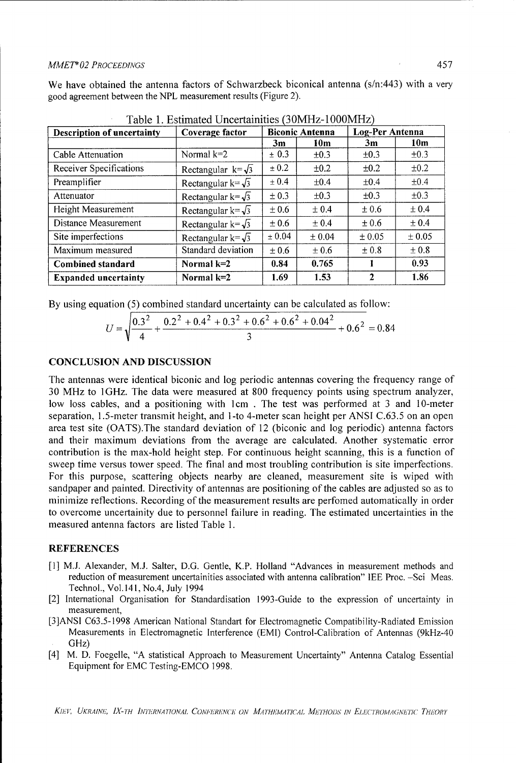We have obtained the antenna factors of Schwarzbeck biconical antenna (s/n:443) with a very good agreement between the NPL measurement results (Figure 2).

Table 1. Estimated Uncertainities (30MHz-1000MHz)

| Description of uncertainty | Coverage factor | Biconic Antenna | | Log-Per Antenna | |
|---|---|---|---|---|---|
| | | 3m | 10m | 3m | 10m |
| Cable Attenuation | Normal k=2 | ± 0.3 | ±0.3 | ±0.3 | ±0.3 |
| Receiver Specifications | Rectangular $k=\sqrt{3}$ | ± 0.2 | ±0.2 | ±0.2 | ±0.2 |
| Preamplifier | Rectangular $k=\sqrt{3}$ | ± 0.4 | ±0.4 | ±0.4 | ±0.4 |
| Attenuator | Rectangular $k=\sqrt{3}$ | ± 0.3 | ±0.3 | ±0.3 | ±0.3 |
| Height Measurement | Rectangular $k=\sqrt{3}$ | ± 0.6 | ± 0.4 | ± 0.6 | ± 0.4 |
| Distance Measurement | Rectangular $k=\sqrt{3}$ | ± 0.6 | ± 0.4 | ± 0.6 | ± 0.4 |
| Site imperfections | Rectangular $k=\sqrt{3}$ | ± 0.04 | ± 0.04 | ± 0.05 | ± 0.05 |
| Maximum measured | Standard deviation | ± 0.6 | ± 0.6 | ± 0.8 | ± 0.8 |
| **Combined standard** | **Normal k=2** | **0.84** | **0.765** | **1** | **0.93** |
| **Expanded uncertainty** | **Normal k=2** | **1.69** | **1.53** | **2** | **1.86** |

By using equation (5) combined standard uncertainty can be calculated as follow:

$$U = \sqrt{\frac{0.3^2}{4} + \frac{0.2^2 + 0.4^2 + 0.3^2 + 0.6^2 + 0.6^2 + 0.04^2}{3} + 0.6^2} = 0.84$$

## CONCLUSION AND DISCUSSION

The antennas were identical biconic and log periodic antennas covering the frequency range of 30 MHz to 1GHz. The data were measured at 800 frequency points using spectrum analyzer, low loss cables, and a positioning with 1cm . The test was performed at 3 and 10-meter separation, 1.5-meter transmit height, and 1-to 4-meter scan height per ANSI C.63.5 on an open area test site (OATS).The standard deviation of 12 (biconic and log periodic) antenna factors and their maximum deviations from the average are calculated. Another systematic error contribution is the max-hold height step. For continuous height scanning, this is a function of sweep time versus tower speed. The final and most troubling contribution is site imperfections. For this purpose, scattering objects nearby are cleaned, measurement site is wiped with sandpaper and painted. Directivity of antennas are positioning of the cables are adjusted so as to minimize reflections. Recording of the measurement results are perfomed automatically in order to overcome uncertainity due to personnel failure in reading. The estimated uncertainties in the measured antenna factors are listed Table 1.

## REFERENCES

[1] M.J. Alexander, M.J. Salter, D.G. Gentle, K.P. Holland "Advances in measurement methods and reduction of measurement uncertainities associated with antenna calibration" IEE Proc. –Sci Meas. Technol., Vol.141, No.4, July 1994

[2] International Organisation for Standardisation 1993-Guide to the expression of uncertainty in measurement,

[3]ANSI C63.5-1998 American National Standart for Electromagnetic Compatibility-Radiated Emission Measurements in Electromagnetic Interference (EMI) Control-Calibration of Antennas (9kHz-40 GHz)

[4] M. D. Foegelle, "A statistical Approach to Measurement Uncertainty" Antenna Catalog Essential Equipment for EMC Testing-EMCO 1998.